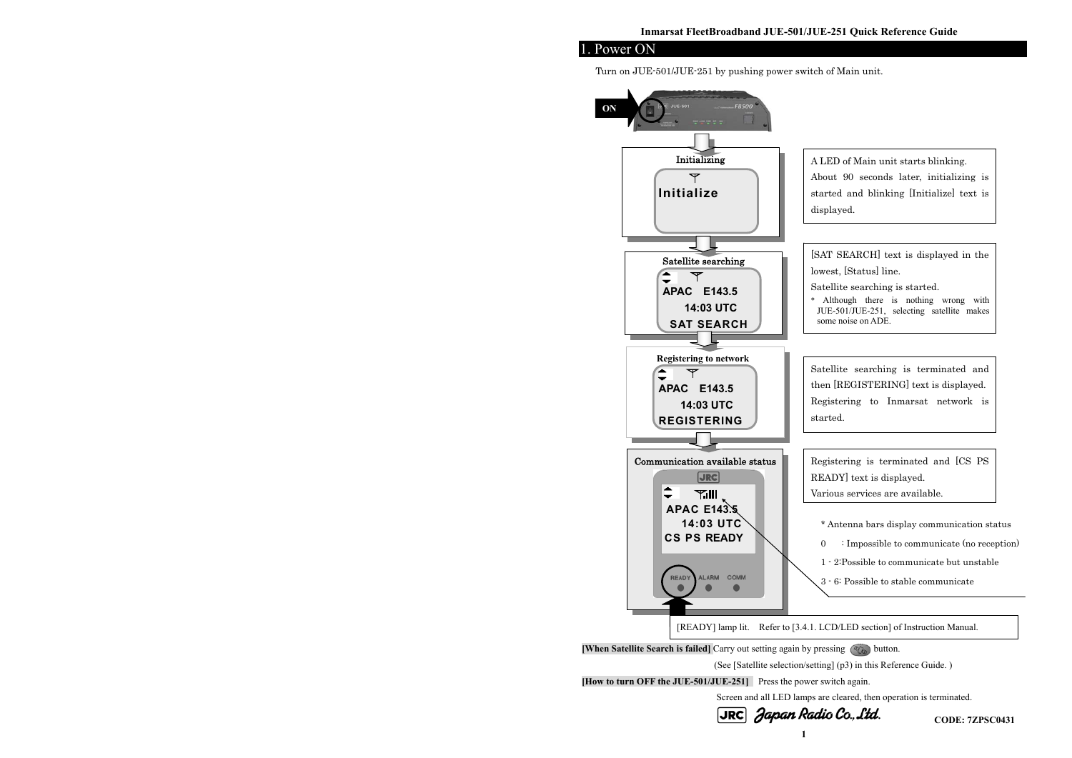Inmarsat FleetBroadband JUE-501/JUE-251 Quick Reference Guide

# 1. Power ON

Turn on JUE-501/JUE-251 by pushing power switch of Main unit.

ON

**Initializing**

Initialize

A LED of Main unit starts blinking. About 90 seconds later, initializing is started and blinking [Initialize] text is displayed.

**Satellite searching**

APAC E143.5
14:03 UTC
SAT SEARCH

[SAT SEARCH] text is displayed in the lowest, [Status] line.
Satellite searching is started.

* Although there is nothing wrong with JUE-501/JUE-251, selecting satellite makes some noise on ADE.

**Registering to network**

APAC E143.5
14:03 UTC
REGISTERING

Satellite searching is terminated and then [REGISTERING] text is displayed. Registering to Inmarsat network is started.

**Communication available status**

APAC E143.5
14:03 UTC
CS PS READY

READY ALARM COMM

Registering is terminated and [CS PS READY] text is displayed.
Various services are available.

* Antenna bars display communication status

0 : Impossible to communicate (no reception)

1 - 2:Possible to communicate but unstable

3 - 6: Possible to stable communicate

[READY] lamp lit. Refer to [3.4.1. LCD/LED section] of Instruction Manual.

**[When Satellite Search is failed]** Carry out setting again by pressing button.
(See [Satellite selection/setting] (p3) in this Reference Guide. )

**[How to turn OFF the JUE-501/JUE-251]** Press the power switch again.
Screen and all LED lamps are cleared, then operation is terminated.

JRC Japan Radio Co., Ltd.

CODE: 7ZPSC0431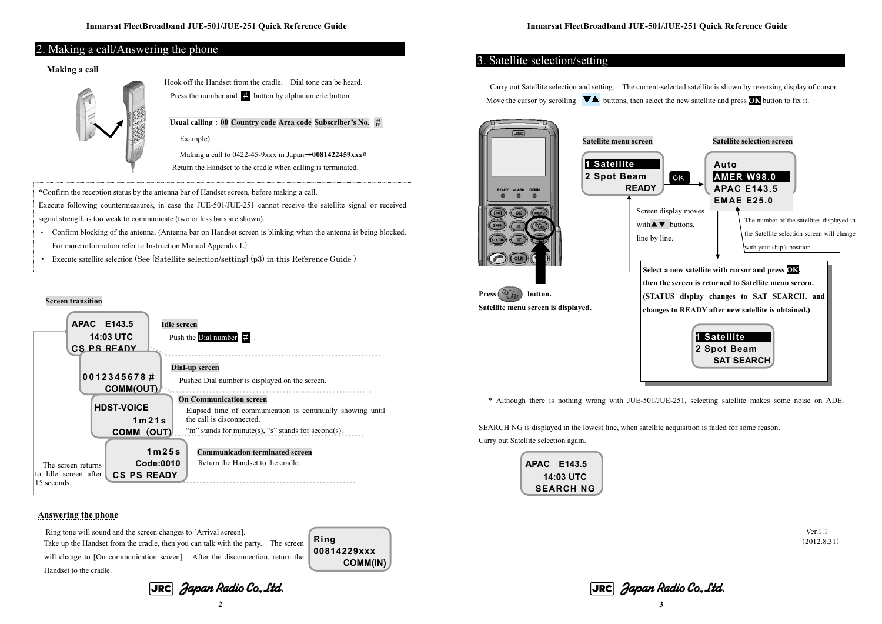## 2. Making a call/Answering the phone

**Making a call**

Hook off the Handset from the cradle.  Dial tone can be heard.

Press the number and # button by alphanumeric button.

**Usual calling : 00 Country code Area code Subscriber's No. #**

Example)

Making a call to 0422-45-9xxx in Japan→**0081422459xxx#**

Return the Handset to the cradle when calling is terminated.

*Confirm the reception status by the antenna bar of Handset screen, before making a call.

Execute following countermeasures, in case the JUE-501/JUE-251 cannot receive the satellite signal or received signal strength is too weak to communicate (two or less bars are shown).

- Confirm blocking of the antenna. (Antenna bar on Handset screen is blinking when the antenna is being blocked. For more information refer to Instruction Manual Appendix L)
- Execute satellite selection (See [Satellite selection/setting] (p3) in this Reference Guide )

**Screen transition**

APAC E143.5
14:03 UTC
CS PS READY

**Idle screen**

Push the Dial number # .

0012345678#
COMM(OUT)

**Dial-up screen**

Pushed Dial number is displayed on the screen.

HDST-VOICE
1m21s
COMM (OUT)

**On Communication screen**

Elapsed time of communication is continually showing until the call is disconnected.

"m" stands for minute(s), "s" stands for second(s).

1m25s
Code:0010
CS PS READY

**Communication terminated screen**

Return the Handset to the cradle.

The screen returns to Idle screen after 15 seconds.

**Answering the phone**

Ring tone will sound and the screen changes to [Arrival screen].

Take up the Handset from the cradle, then you can talk with the party.  The screen will change to [On communication screen].  After the disconnection, return the Handset to the cradle.

Ring
00814229xxx
COMM(IN)

## 3. Satellite selection/setting

Carry out Satellite selection and setting.  The current-selected satellite is shown by reversing display of cursor. Move the cursor by scrolling ▼▲ buttons, then select the new satellite and press OK button to fix it.

**Satellite menu screen**

1 Satellite
2 Spot Beam
READY

OK

**Satellite selection screen**

Auto
AMER W98.0
APAC E143.5
EMAE E25.0

Screen display moves with ▲▼ buttons, line by line.

The number of the satellites displayed in the Satellite selection screen will change with your ship's position.

**Press button.**

**Satellite menu screen is displayed.**

**Select a new satellite with cursor and press OK, then the screen is returned to Satellite menu screen. (STATUS display changes to SAT SEARCH, and changes to READY after new satellite is obtained.)**

1 Satellite
2 Spot Beam
SAT SEARCH

* Although there is nothing wrong with JUE-501/JUE-251, selecting satellite makes some noise on ADE.

SEARCH NG is displayed in the lowest line, when satellite acquisition is failed for some reason.

Carry out Satellite selection again.

APAC E143.5
14:03 UTC
SEARCH NG

Ver.1.1
(2012.8.31)